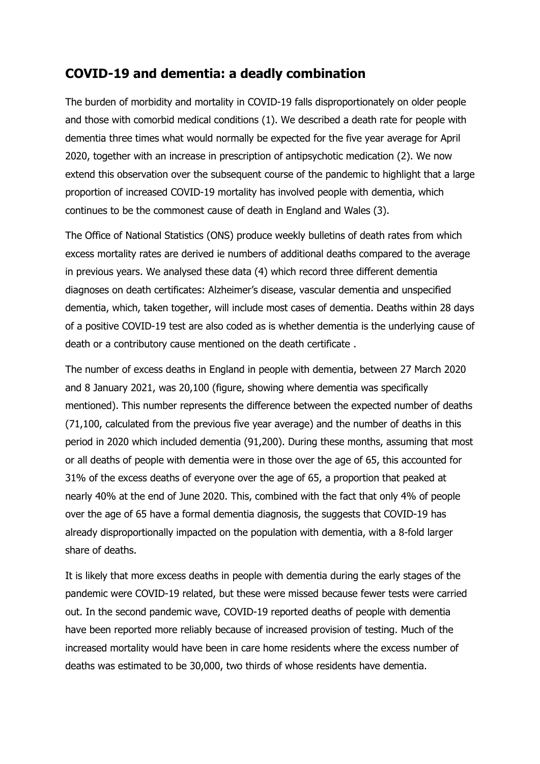## COVID-19 and dementia: a deadly combination

The burden of morbidity and mortality in COVID-19 falls disproportionately on older people and those with comorbid medical conditions (1). We described a death rate for people with dementia three times what would normally be expected for the five year average for April 2020, together with an increase in prescription of antipsychotic medication (2). We now extend this observation over the subsequent course of the pandemic to highlight that a large proportion of increased COVID-19 mortality has involved people with dementia, which continues to be the commonest cause of death in England and Wales (3).

The Office of National Statistics (ONS) produce weekly bulletins of death rates from which excess mortality rates are derived ie numbers of additional deaths compared to the average in previous years. We analysed these data (4) which record three different dementia diagnoses on death certificates: Alzheimer's disease, vascular dementia and unspecified dementia, which, taken together, will include most cases of dementia. Deaths within 28 days of a positive COVID-19 test are also coded as is whether dementia is the underlying cause of death or a contributory cause mentioned on the death certificate .

The number of excess deaths in England in people with dementia, between 27 March 2020 and 8 January 2021, was 20,100 (figure, showing where dementia was specifically mentioned). This number represents the difference between the expected number of deaths (71,100, calculated from the previous five year average) and the number of deaths in this period in 2020 which included dementia (91,200). During these months, assuming that most or all deaths of people with dementia were in those over the age of 65, this accounted for 31% of the excess deaths of everyone over the age of 65, a proportion that peaked at nearly 40% at the end of June 2020. This, combined with the fact that only 4% of people over the age of 65 have a formal dementia diagnosis, the suggests that COVID-19 has already disproportionally impacted on the population with dementia, with a 8-fold larger share of deaths.

It is likely that more excess deaths in people with dementia during the early stages of the pandemic were COVID-19 related, but these were missed because fewer tests were carried out. In the second pandemic wave, COVID-19 reported deaths of people with dementia have been reported more reliably because of increased provision of testing. Much of the increased mortality would have been in care home residents where the excess number of deaths was estimated to be 30,000, two thirds of whose residents have dementia.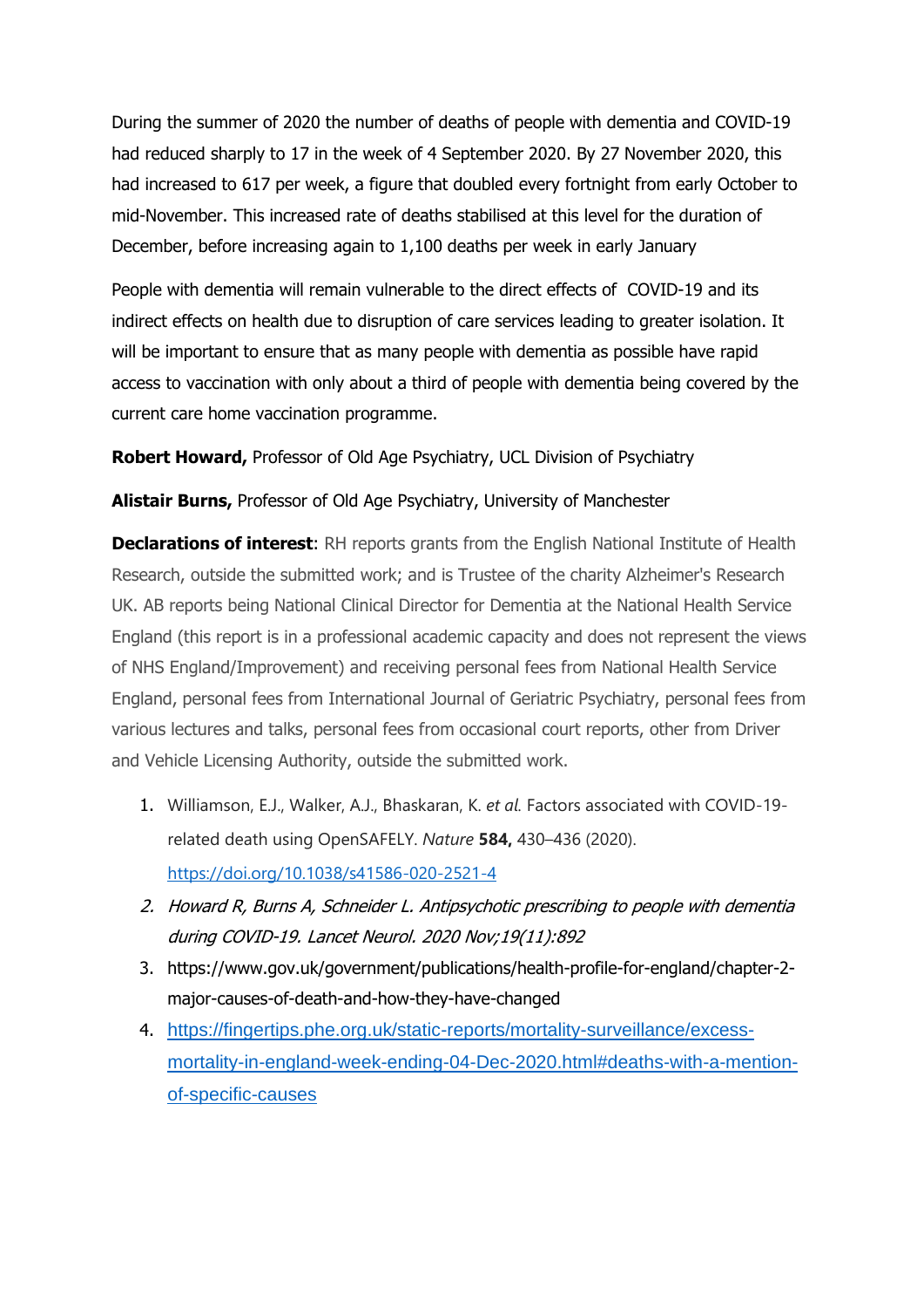During the summer of 2020 the number of deaths of people with dementia and COVID-19 had reduced sharply to 17 in the week of 4 September 2020. By 27 November 2020, this had increased to 617 per week, a figure that doubled every fortnight from early October to mid-November. This increased rate of deaths stabilised at this level for the duration of December, before increasing again to 1,100 deaths per week in early January

People with dementia will remain vulnerable to the direct effects of COVID-19 and its indirect effects on health due to disruption of care services leading to greater isolation. It will be important to ensure that as many people with dementia as possible have rapid access to vaccination with only about a third of people with dementia being covered by the current care home vaccination programme.

**Robert Howard,** Professor of Old Age Psychiatry, UCL Division of Psychiatry

**Alistair Burns,** Professor of Old Age Psychiatry, University of Manchester

**Declarations of interest**: RH reports grants from the English National Institute of Health Research, outside the submitted work; and is Trustee of the charity Alzheimer's Research UK. AB reports being National Clinical Director for Dementia at the National Health Service England (this report is in a professional academic capacity and does not represent the views of NHS England/Improvement) and receiving personal fees from National Health Service England, personal fees from International Journal of Geriatric Psychiatry, personal fees from various lectures and talks, personal fees from occasional court reports, other from Driver and Vehicle Licensing Authority, outside the submitted work.

1. Williamson, E.J., Walker, A.J., Bhaskaran, K. *et al.* Factors associated with COVID-19-related death using OpenSAFELY. *Nature* **584,** 430–436 (2020). https://doi.org/10.1038/s41586-020-2521-4
2. *Howard R, Burns A, Schneider L. Antipsychotic prescribing to people with dementia during COVID-19. Lancet Neurol. 2020 Nov;19(11):892*
3. https://www.gov.uk/government/publications/health-profile-for-england/chapter-2-major-causes-of-death-and-how-they-have-changed
4. https://fingertips.phe.org.uk/static-reports/mortality-surveillance/excess-mortality-in-england-week-ending-04-Dec-2020.html#deaths-with-a-mention-of-specific-causes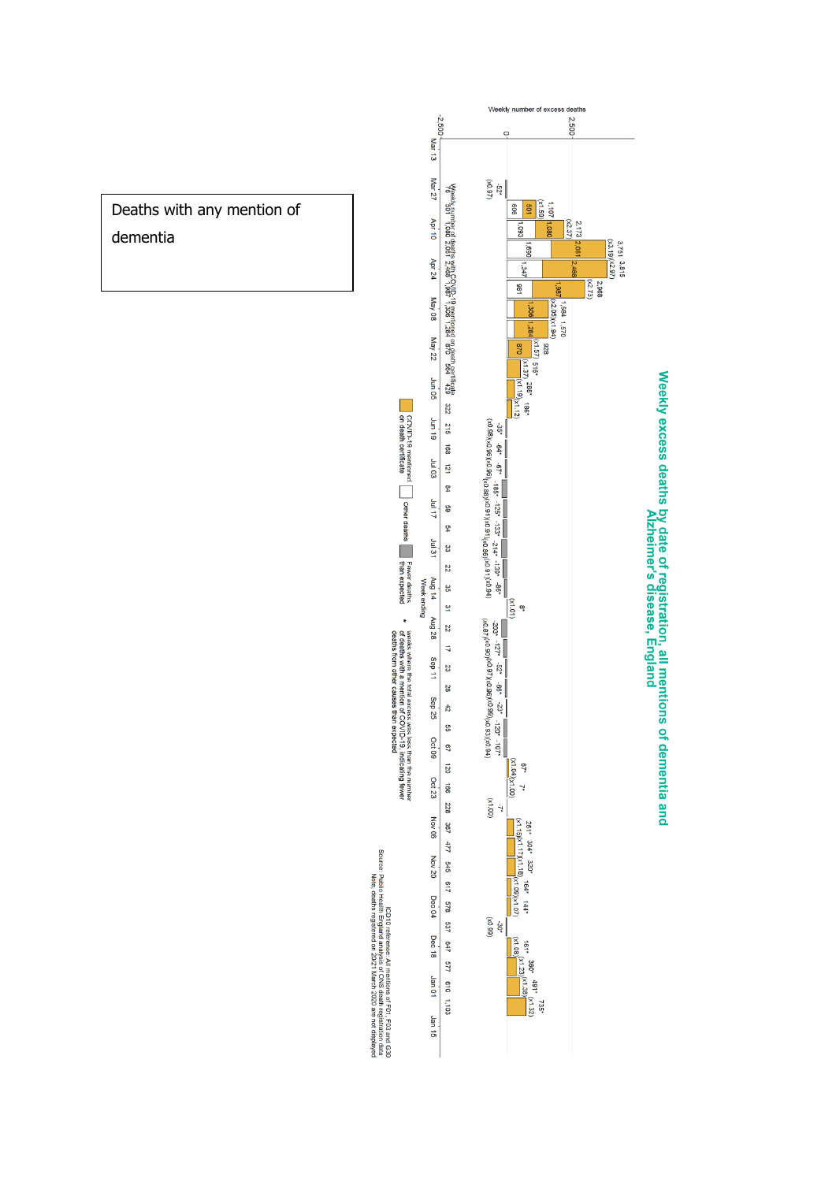Deaths with any mention of dementia

# Weekly excess deaths by date of registration, all mentions of dementia and Alzheimer's disease, England

Weekly number of excess deaths

2,500

0

-2,500

-52*
(x0.97)

1,107
(x1.59)
501
606

2,173
(x2.37)
1,080
1,093

3,751
(x3.19)
2,061
1,690

3,815
(x2.97)
2,468
1,347

2,968
(x2.73)
1,987
981

1,584
(x2.05)
1,306

1,570
(x1.94)
1,284

928
(x1.57)
870

516*
(x1.37)

288*
(x1.19)

186*
(x1.12)

-35*
(x0.98)

-64*
(x0.96)

-67*
(x0.96)

-185*
(x0.88)

-125*
(x0.91)

-133*
(x0.91)

-214*
(x0.86)

-139*
(x0.91)

-86*
(x0.94)

8*
(x1.01)

-202*
(x0.87)

-127*
(x0.90)

-52*
(x0.97)

-86*
(x0.96)

-23*
(x0.99)

-120*
(x0.93)

-107*
(x0.94)

67*
(x1.04)

7*
(x1.00)

-7*
(x1.00)

261*
(x1.15)

304*
(x1.17)

320*
(x1.18)

164*
(x1.09)

144*
(x1.07)

-30*
(x0.99)

161*
(x1.08)

380*
(x1.23)

491*
(x1.38)

735*
(x1.32)

Weekly number of deaths with COVID-19 mentioned on death certificate

76 501 1,080 2,061 2,468 1,987 1,306 1,284 870 564 429 322 215 168 121 84 59 54 33 22 35 31 22 17 23 28 42 55 67 120 166 226 367 477 545 617 578 537 647 577 610 1,103

Mar 13 Mar 27 Apr 10 Apr 24 May 08 May 22 Jun 05 Jun 19 Jul 03 Jul 17 Jul 31 Aug 14 Aug 28 Sep 11 Sep 25 Oct 09 Oct 23 Nov 06 Nov 20 Dec 04 Dec 18 Jan 01 Jan 15

Week ending

COVID-19 mentioned on death certificate

Other deaths

Fewer deaths than expected

* weeks where the total excess was less than the number of deaths with a mention of COVID-19, indicating fewer deaths from other causes than expected

ICD10 reference: All mentions of F01, F03 and G30

Source: Public Health England analysis of ONS death registration data

Note, deaths registered on 20/21 March 2020 are not displayed